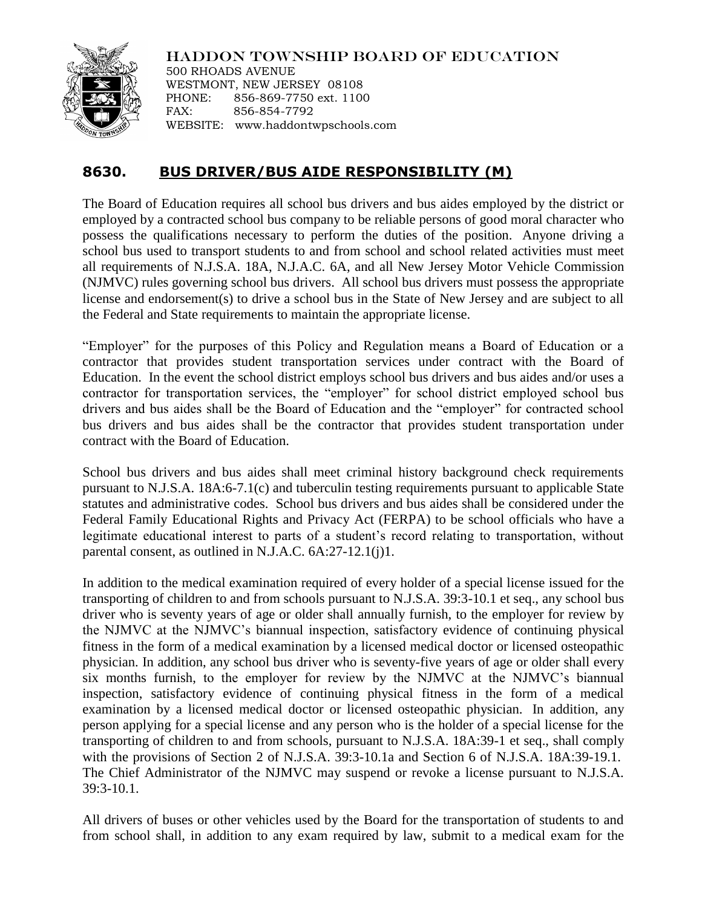HADDON TOWNSHIP BOARD OF EDUCATION
500 RHOADS AVENUE
WESTMONT, NEW JERSEY 08108
PHONE: 856-869-7750 ext. 1100
FAX: 856-854-7792
WEBSITE: www.haddontwpschools.com

# 8630. BUS DRIVER/BUS AIDE RESPONSIBILITY (M)

The Board of Education requires all school bus drivers and bus aides employed by the district or employed by a contracted school bus company to be reliable persons of good moral character who possess the qualifications necessary to perform the duties of the position. Anyone driving a school bus used to transport students to and from school and school related activities must meet all requirements of N.J.S.A. 18A, N.J.A.C. 6A, and all New Jersey Motor Vehicle Commission (NJMVC) rules governing school bus drivers. All school bus drivers must possess the appropriate license and endorsement(s) to drive a school bus in the State of New Jersey and are subject to all the Federal and State requirements to maintain the appropriate license.

"Employer" for the purposes of this Policy and Regulation means a Board of Education or a contractor that provides student transportation services under contract with the Board of Education. In the event the school district employs school bus drivers and bus aides and/or uses a contractor for transportation services, the "employer" for school district employed school bus drivers and bus aides shall be the Board of Education and the "employer" for contracted school bus drivers and bus aides shall be the contractor that provides student transportation under contract with the Board of Education.

School bus drivers and bus aides shall meet criminal history background check requirements pursuant to N.J.S.A. 18A:6-7.1(c) and tuberculin testing requirements pursuant to applicable State statutes and administrative codes. School bus drivers and bus aides shall be considered under the Federal Family Educational Rights and Privacy Act (FERPA) to be school officials who have a legitimate educational interest to parts of a student's record relating to transportation, without parental consent, as outlined in N.J.A.C. 6A:27-12.1(j)1.

In addition to the medical examination required of every holder of a special license issued for the transporting of children to and from schools pursuant to N.J.S.A. 39:3-10.1 et seq., any school bus driver who is seventy years of age or older shall annually furnish, to the employer for review by the NJMVC at the NJMVC's biannual inspection, satisfactory evidence of continuing physical fitness in the form of a medical examination by a licensed medical doctor or licensed osteopathic physician. In addition, any school bus driver who is seventy-five years of age or older shall every six months furnish, to the employer for review by the NJMVC at the NJMVC's biannual inspection, satisfactory evidence of continuing physical fitness in the form of a medical examination by a licensed medical doctor or licensed osteopathic physician. In addition, any person applying for a special license and any person who is the holder of a special license for the transporting of children to and from schools, pursuant to N.J.S.A. 18A:39-1 et seq., shall comply with the provisions of Section 2 of N.J.S.A. 39:3-10.1a and Section 6 of N.J.S.A. 18A:39-19.1. The Chief Administrator of the NJMVC may suspend or revoke a license pursuant to N.J.S.A. 39:3-10.1.

All drivers of buses or other vehicles used by the Board for the transportation of students to and from school shall, in addition to any exam required by law, submit to a medical exam for the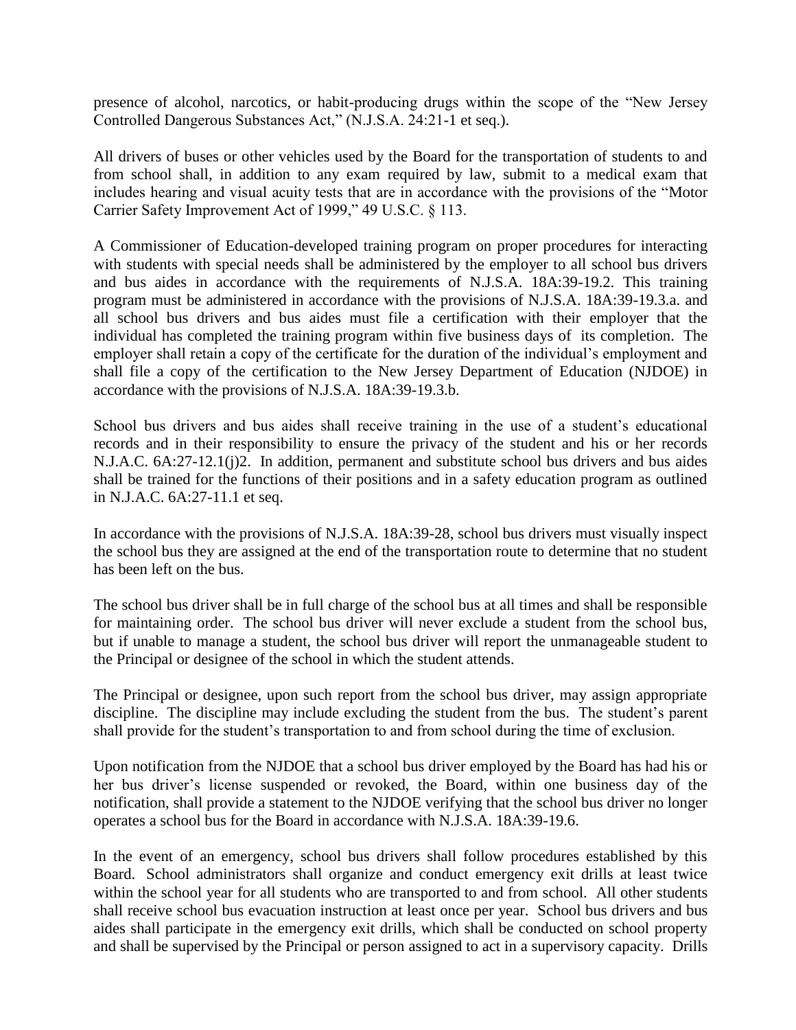presence of alcohol, narcotics, or habit-producing drugs within the scope of the "New Jersey Controlled Dangerous Substances Act," (N.J.S.A. 24:21-1 et seq.).

All drivers of buses or other vehicles used by the Board for the transportation of students to and from school shall, in addition to any exam required by law, submit to a medical exam that includes hearing and visual acuity tests that are in accordance with the provisions of the "Motor Carrier Safety Improvement Act of 1999," 49 U.S.C. § 113.

A Commissioner of Education-developed training program on proper procedures for interacting with students with special needs shall be administered by the employer to all school bus drivers and bus aides in accordance with the requirements of N.J.S.A. 18A:39-19.2. This training program must be administered in accordance with the provisions of N.J.S.A. 18A:39-19.3.a. and all school bus drivers and bus aides must file a certification with their employer that the individual has completed the training program within five business days of its completion. The employer shall retain a copy of the certificate for the duration of the individual's employment and shall file a copy of the certification to the New Jersey Department of Education (NJDOE) in accordance with the provisions of N.J.S.A. 18A:39-19.3.b.

School bus drivers and bus aides shall receive training in the use of a student's educational records and in their responsibility to ensure the privacy of the student and his or her records N.J.A.C. 6A:27-12.1(j)2. In addition, permanent and substitute school bus drivers and bus aides shall be trained for the functions of their positions and in a safety education program as outlined in N.J.A.C. 6A:27-11.1 et seq.

In accordance with the provisions of N.J.S.A. 18A:39-28, school bus drivers must visually inspect the school bus they are assigned at the end of the transportation route to determine that no student has been left on the bus.

The school bus driver shall be in full charge of the school bus at all times and shall be responsible for maintaining order. The school bus driver will never exclude a student from the school bus, but if unable to manage a student, the school bus driver will report the unmanageable student to the Principal or designee of the school in which the student attends.

The Principal or designee, upon such report from the school bus driver, may assign appropriate discipline. The discipline may include excluding the student from the bus. The student's parent shall provide for the student's transportation to and from school during the time of exclusion.

Upon notification from the NJDOE that a school bus driver employed by the Board has had his or her bus driver's license suspended or revoked, the Board, within one business day of the notification, shall provide a statement to the NJDOE verifying that the school bus driver no longer operates a school bus for the Board in accordance with N.J.S.A. 18A:39-19.6.

In the event of an emergency, school bus drivers shall follow procedures established by this Board. School administrators shall organize and conduct emergency exit drills at least twice within the school year for all students who are transported to and from school. All other students shall receive school bus evacuation instruction at least once per year. School bus drivers and bus aides shall participate in the emergency exit drills, which shall be conducted on school property and shall be supervised by the Principal or person assigned to act in a supervisory capacity. Drills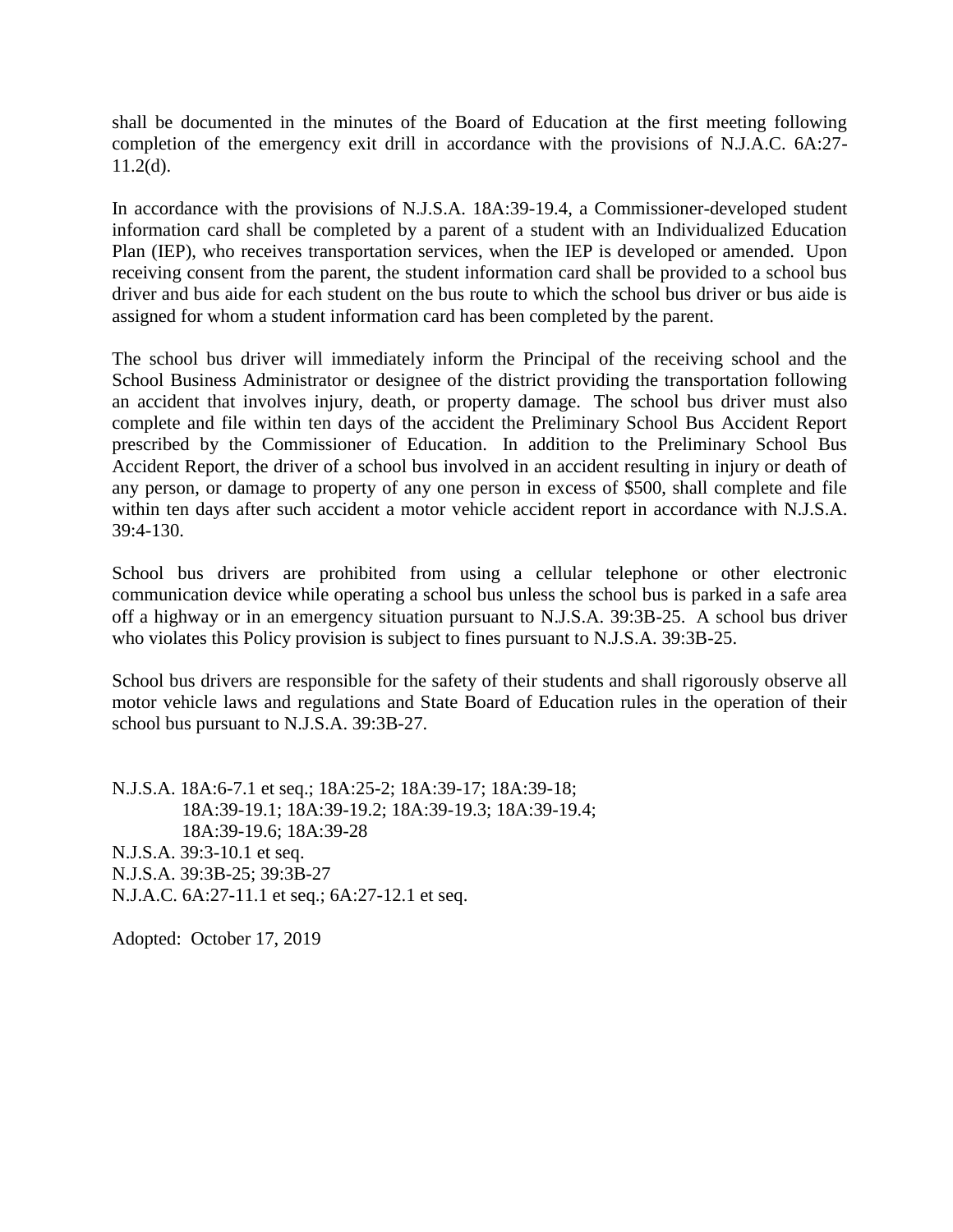shall be documented in the minutes of the Board of Education at the first meeting following completion of the emergency exit drill in accordance with the provisions of N.J.A.C. 6A:27-11.2(d).

In accordance with the provisions of N.J.S.A. 18A:39-19.4, a Commissioner-developed student information card shall be completed by a parent of a student with an Individualized Education Plan (IEP), who receives transportation services, when the IEP is developed or amended. Upon receiving consent from the parent, the student information card shall be provided to a school bus driver and bus aide for each student on the bus route to which the school bus driver or bus aide is assigned for whom a student information card has been completed by the parent.

The school bus driver will immediately inform the Principal of the receiving school and the School Business Administrator or designee of the district providing the transportation following an accident that involves injury, death, or property damage. The school bus driver must also complete and file within ten days of the accident the Preliminary School Bus Accident Report prescribed by the Commissioner of Education. In addition to the Preliminary School Bus Accident Report, the driver of a school bus involved in an accident resulting in injury or death of any person, or damage to property of any one person in excess of $500, shall complete and file within ten days after such accident a motor vehicle accident report in accordance with N.J.S.A. 39:4-130.

School bus drivers are prohibited from using a cellular telephone or other electronic communication device while operating a school bus unless the school bus is parked in a safe area off a highway or in an emergency situation pursuant to N.J.S.A. 39:3B-25. A school bus driver who violates this Policy provision is subject to fines pursuant to N.J.S.A. 39:3B-25.

School bus drivers are responsible for the safety of their students and shall rigorously observe all motor vehicle laws and regulations and State Board of Education rules in the operation of their school bus pursuant to N.J.S.A. 39:3B-27.

N.J.S.A. 18A:6-7.1 et seq.; 18A:25-2; 18A:39-17; 18A:39-18;
18A:39-19.1; 18A:39-19.2; 18A:39-19.3; 18A:39-19.4;
18A:39-19.6; 18A:39-28
N.J.S.A. 39:3-10.1 et seq.
N.J.S.A. 39:3B-25; 39:3B-27
N.J.A.C. 6A:27-11.1 et seq.; 6A:27-12.1 et seq.

Adopted: October 17, 2019